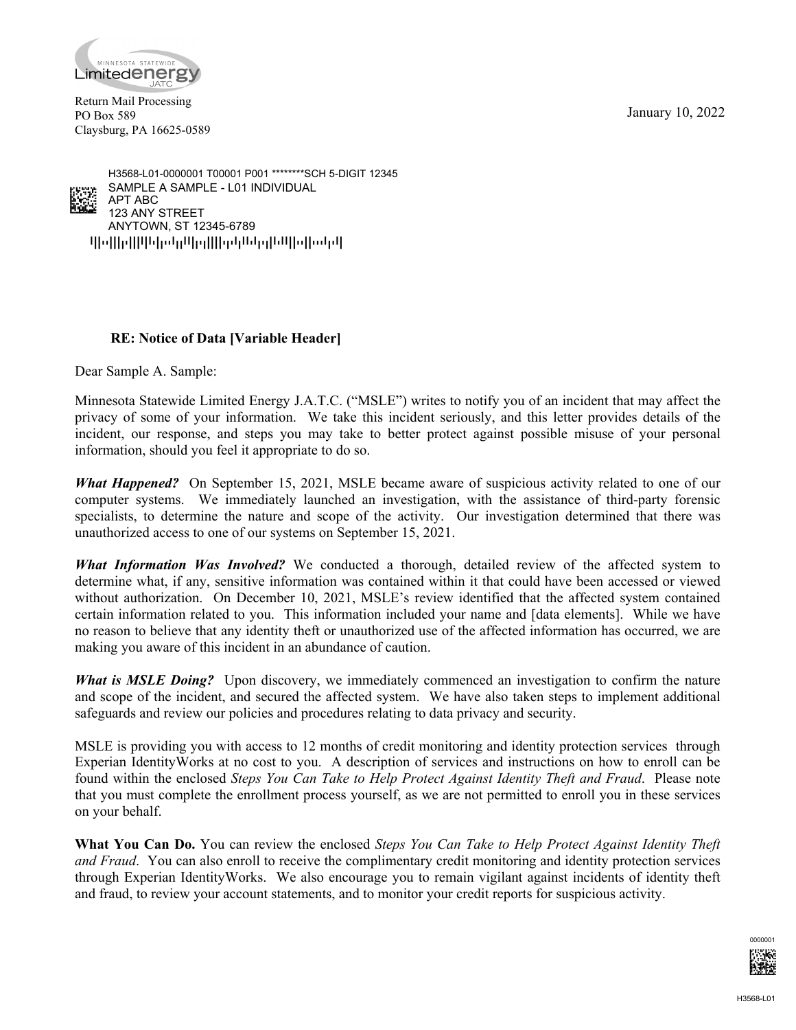Minnesota Statewide Limited energy JATC

Return Mail Processing
PO Box 589
Claysburg, PA 16625-0589

January 10, 2022

H3568-L01-0000001 T00001 P001 ********SCH 5-DIGIT 12345
SAMPLE A SAMPLE - L01 INDIVIDUAL
APT ABC
123 ANY STREET
ANYTOWN, ST 12345-6789

**RE: Notice of Data [Variable Header]**

Dear Sample A. Sample:

Minnesota Statewide Limited Energy J.A.T.C. ("MSLE") writes to notify you of an incident that may affect the privacy of some of your information. We take this incident seriously, and this letter provides details of the incident, our response, and steps you may take to better protect against possible misuse of your personal information, should you feel it appropriate to do so.

***What Happened?*** On September 15, 2021, MSLE became aware of suspicious activity related to one of our computer systems. We immediately launched an investigation, with the assistance of third-party forensic specialists, to determine the nature and scope of the activity. Our investigation determined that there was unauthorized access to one of our systems on September 15, 2021.

***What Information Was Involved?*** We conducted a thorough, detailed review of the affected system to determine what, if any, sensitive information was contained within it that could have been accessed or viewed without authorization. On December 10, 2021, MSLE's review identified that the affected system contained certain information related to you. This information included your name and [data elements]. While we have no reason to believe that any identity theft or unauthorized use of the affected information has occurred, we are making you aware of this incident in an abundance of caution.

***What is MSLE Doing?*** Upon discovery, we immediately commenced an investigation to confirm the nature and scope of the incident, and secured the affected system. We have also taken steps to implement additional safeguards and review our policies and procedures relating to data privacy and security.

MSLE is providing you with access to 12 months of credit monitoring and identity protection services through Experian IdentityWorks at no cost to you. A description of services and instructions on how to enroll can be found within the enclosed *Steps You Can Take to Help Protect Against Identity Theft and Fraud*. Please note that you must complete the enrollment process yourself, as we are not permitted to enroll you in these services on your behalf.

**What You Can Do.** You can review the enclosed *Steps You Can Take to Help Protect Against Identity Theft and Fraud*. You can also enroll to receive the complimentary credit monitoring and identity protection services through Experian IdentityWorks. We also encourage you to remain vigilant against incidents of identity theft and fraud, to review your account statements, and to monitor your credit reports for suspicious activity.

0000001

H3568-L01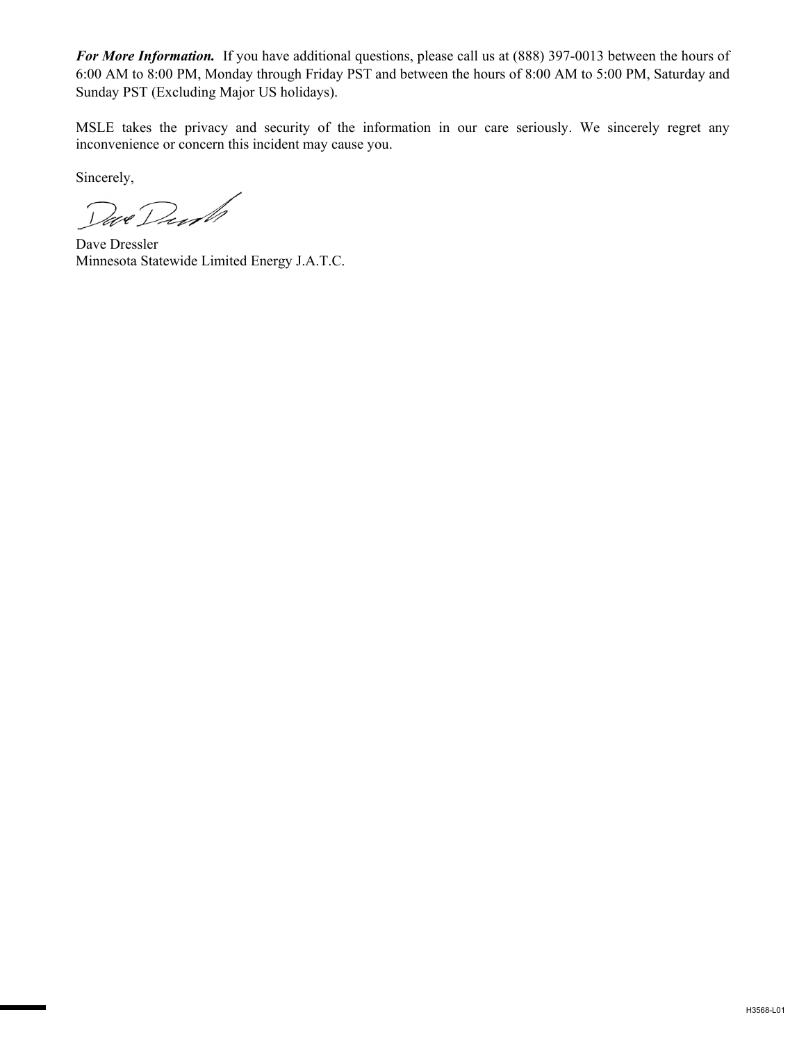***For More Information.*** If you have additional questions, please call us at (888) 397-0013 between the hours of 6:00 AM to 8:00 PM, Monday through Friday PST and between the hours of 8:00 AM to 5:00 PM, Saturday and Sunday PST (Excluding Major US holidays).

MSLE takes the privacy and security of the information in our care seriously. We sincerely regret any inconvenience or concern this incident may cause you.

Sincerely,

Dave Dressler
Minnesota Statewide Limited Energy J.A.T.C.

H3568-L01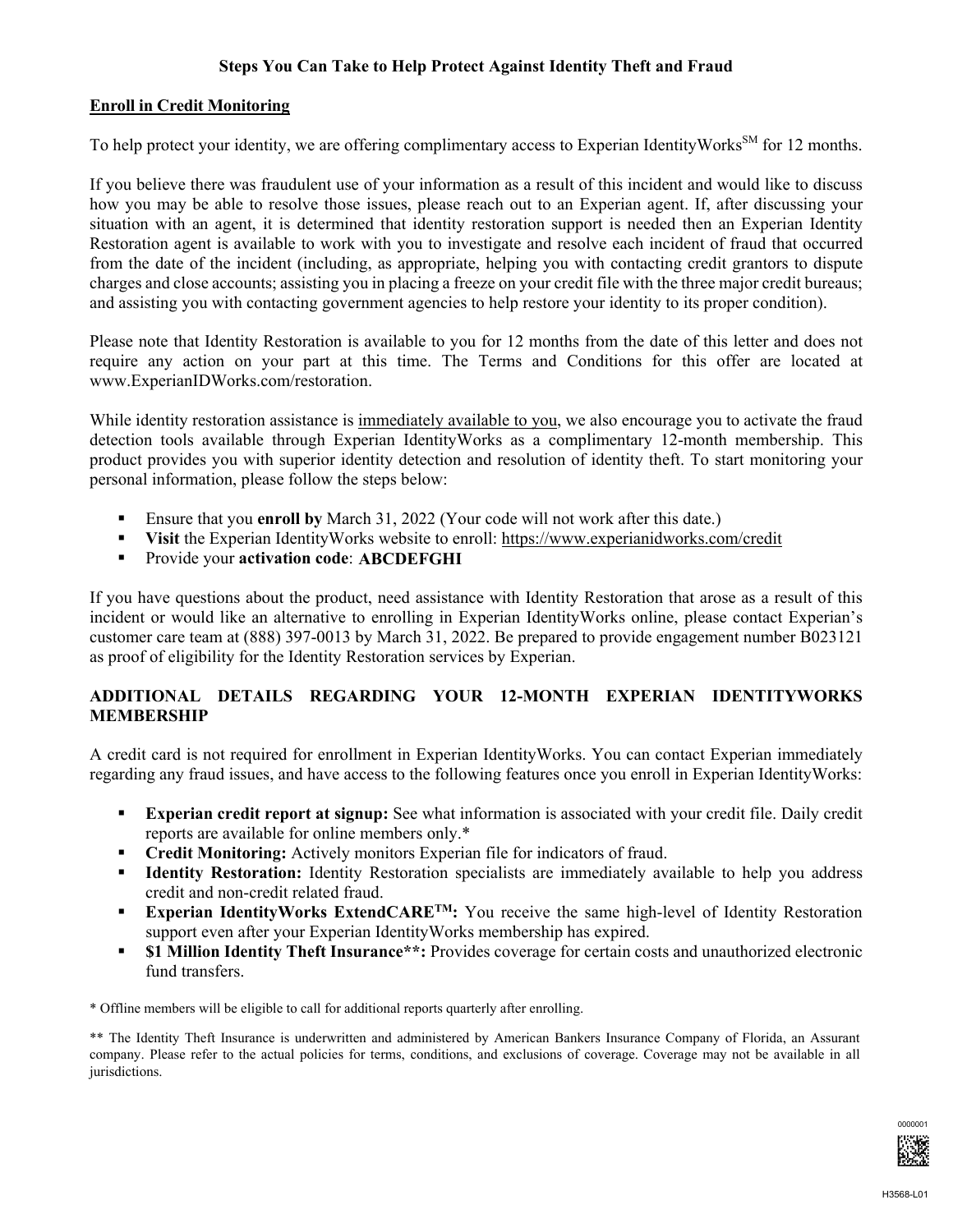**Steps You Can Take to Help Protect Against Identity Theft and Fraud**

**Enroll in Credit Monitoring**

To help protect your identity, we are offering complimentary access to Experian IdentityWorks℠ for 12 months.

If you believe there was fraudulent use of your information as a result of this incident and would like to discuss how you may be able to resolve those issues, please reach out to an Experian agent. If, after discussing your situation with an agent, it is determined that identity restoration support is needed then an Experian Identity Restoration agent is available to work with you to investigate and resolve each incident of fraud that occurred from the date of the incident (including, as appropriate, helping you with contacting credit grantors to dispute charges and close accounts; assisting you in placing a freeze on your credit file with the three major credit bureaus; and assisting you with contacting government agencies to help restore your identity to its proper condition).

Please note that Identity Restoration is available to you for 12 months from the date of this letter and does not require any action on your part at this time. The Terms and Conditions for this offer are located at www.ExperianIDWorks.com/restoration.

While identity restoration assistance is immediately available to you, we also encourage you to activate the fraud detection tools available through Experian IdentityWorks as a complimentary 12-month membership. This product provides you with superior identity detection and resolution of identity theft. To start monitoring your personal information, please follow the steps below:

- Ensure that you **enroll by** March 31, 2022 (Your code will not work after this date.)
- **Visit** the Experian IdentityWorks website to enroll: https://www.experianidworks.com/credit
- Provide your **activation code**: **ABCDEFGHI**

If you have questions about the product, need assistance with Identity Restoration that arose as a result of this incident or would like an alternative to enrolling in Experian IdentityWorks online, please contact Experian's customer care team at (888) 397-0013 by March 31, 2022. Be prepared to provide engagement number B023121 as proof of eligibility for the Identity Restoration services by Experian.

**ADDITIONAL DETAILS REGARDING YOUR 12-MONTH EXPERIAN IDENTITYWORKS MEMBERSHIP**

A credit card is not required for enrollment in Experian IdentityWorks. You can contact Experian immediately regarding any fraud issues, and have access to the following features once you enroll in Experian IdentityWorks:

- **Experian credit report at signup:** See what information is associated with your credit file. Daily credit reports are available for online members only.*
- **Credit Monitoring:** Actively monitors Experian file for indicators of fraud.
- **Identity Restoration:** Identity Restoration specialists are immediately available to help you address credit and non-credit related fraud.
- **Experian IdentityWorks ExtendCARE™:** You receive the same high-level of Identity Restoration support even after your Experian IdentityWorks membership has expired.
- **$1 Million Identity Theft Insurance**:** Provides coverage for certain costs and unauthorized electronic fund transfers.

* Offline members will be eligible to call for additional reports quarterly after enrolling.

** The Identity Theft Insurance is underwritten and administered by American Bankers Insurance Company of Florida, an Assurant company. Please refer to the actual policies for terms, conditions, and exclusions of coverage. Coverage may not be available in all jurisdictions.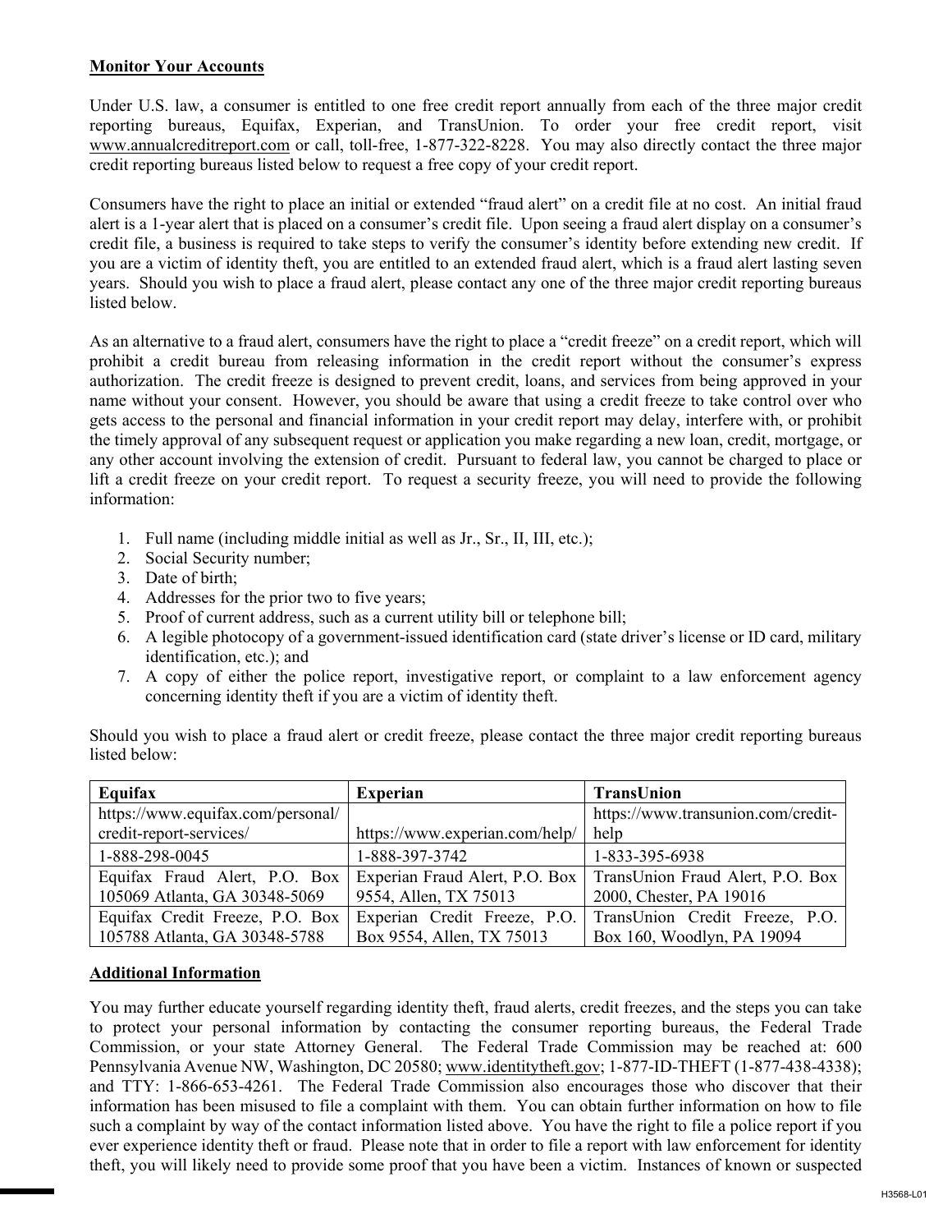**Monitor Your Accounts**

Under U.S. law, a consumer is entitled to one free credit report annually from each of the three major credit reporting bureaus, Equifax, Experian, and TransUnion. To order your free credit report, visit www.annualcreditreport.com or call, toll-free, 1-877-322-8228. You may also directly contact the three major credit reporting bureaus listed below to request a free copy of your credit report.

Consumers have the right to place an initial or extended "fraud alert" on a credit file at no cost. An initial fraud alert is a 1-year alert that is placed on a consumer's credit file. Upon seeing a fraud alert display on a consumer's credit file, a business is required to take steps to verify the consumer's identity before extending new credit. If you are a victim of identity theft, you are entitled to an extended fraud alert, which is a fraud alert lasting seven years. Should you wish to place a fraud alert, please contact any one of the three major credit reporting bureaus listed below.

As an alternative to a fraud alert, consumers have the right to place a "credit freeze" on a credit report, which will prohibit a credit bureau from releasing information in the credit report without the consumer's express authorization. The credit freeze is designed to prevent credit, loans, and services from being approved in your name without your consent. However, you should be aware that using a credit freeze to take control over who gets access to the personal and financial information in your credit report may delay, interfere with, or prohibit the timely approval of any subsequent request or application you make regarding a new loan, credit, mortgage, or any other account involving the extension of credit. Pursuant to federal law, you cannot be charged to place or lift a credit freeze on your credit report. To request a security freeze, you will need to provide the following information:

1. Full name (including middle initial as well as Jr., Sr., II, III, etc.);
2. Social Security number;
3. Date of birth;
4. Addresses for the prior two to five years;
5. Proof of current address, such as a current utility bill or telephone bill;
6. A legible photocopy of a government-issued identification card (state driver's license or ID card, military identification, etc.); and
7. A copy of either the police report, investigative report, or complaint to a law enforcement agency concerning identity theft if you are a victim of identity theft.

Should you wish to place a fraud alert or credit freeze, please contact the three major credit reporting bureaus listed below:

| Equifax | Experian | TransUnion |
|---|---|---|
| https://www.equifax.com/personal/credit-report-services/ | https://www.experian.com/help/ | https://www.transunion.com/credit-help |
| 1-888-298-0045 | 1-888-397-3742 | 1-833-395-6938 |
| Equifax Fraud Alert, P.O. Box 105069 Atlanta, GA 30348-5069 | Experian Fraud Alert, P.O. Box 9554, Allen, TX 75013 | TransUnion Fraud Alert, P.O. Box 2000, Chester, PA 19016 |
| Equifax Credit Freeze, P.O. Box 105788 Atlanta, GA 30348-5788 | Experian Credit Freeze, P.O. Box 9554, Allen, TX 75013 | TransUnion Credit Freeze, P.O. Box 160, Woodlyn, PA 19094 |

**Additional Information**

You may further educate yourself regarding identity theft, fraud alerts, credit freezes, and the steps you can take to protect your personal information by contacting the consumer reporting bureaus, the Federal Trade Commission, or your state Attorney General. The Federal Trade Commission may be reached at: 600 Pennsylvania Avenue NW, Washington, DC 20580; www.identitytheft.gov; 1-877-ID-THEFT (1-877-438-4338); and TTY: 1-866-653-4261. The Federal Trade Commission also encourages those who discover that their information has been misused to file a complaint with them. You can obtain further information on how to file such a complaint by way of the contact information listed above. You have the right to file a police report if you ever experience identity theft or fraud. Please note that in order to file a report with law enforcement for identity theft, you will likely need to provide some proof that you have been a victim. Instances of known or suspected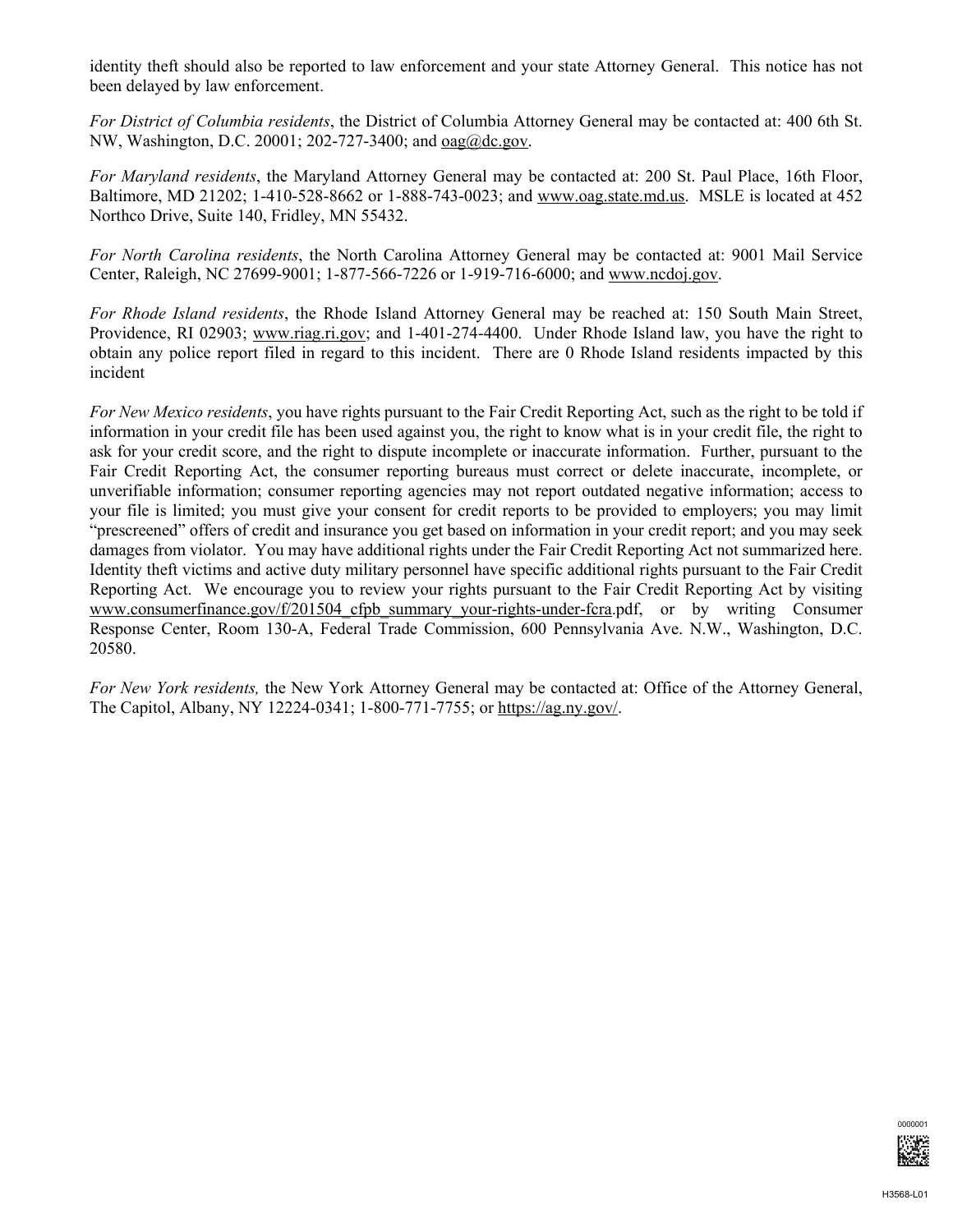identity theft should also be reported to law enforcement and your state Attorney General. This notice has not been delayed by law enforcement.

*For District of Columbia residents*, the District of Columbia Attorney General may be contacted at: 400 6th St. NW, Washington, D.C. 20001; 202-727-3400; and oag@dc.gov.

*For Maryland residents*, the Maryland Attorney General may be contacted at: 200 St. Paul Place, 16th Floor, Baltimore, MD 21202; 1-410-528-8662 or 1-888-743-0023; and www.oag.state.md.us. MSLE is located at 452 Northco Drive, Suite 140, Fridley, MN 55432.

*For North Carolina residents*, the North Carolina Attorney General may be contacted at: 9001 Mail Service Center, Raleigh, NC 27699-9001; 1-877-566-7226 or 1-919-716-6000; and www.ncdoj.gov.

*For Rhode Island residents*, the Rhode Island Attorney General may be reached at: 150 South Main Street, Providence, RI 02903; www.riag.ri.gov; and 1-401-274-4400. Under Rhode Island law, you have the right to obtain any police report filed in regard to this incident. There are 0 Rhode Island residents impacted by this incident

*For New Mexico residents*, you have rights pursuant to the Fair Credit Reporting Act, such as the right to be told if information in your credit file has been used against you, the right to know what is in your credit file, the right to ask for your credit score, and the right to dispute incomplete or inaccurate information. Further, pursuant to the Fair Credit Reporting Act, the consumer reporting bureaus must correct or delete inaccurate, incomplete, or unverifiable information; consumer reporting agencies may not report outdated negative information; access to your file is limited; you must give your consent for credit reports to be provided to employers; you may limit "prescreened" offers of credit and insurance you get based on information in your credit report; and you may seek damages from violator. You may have additional rights under the Fair Credit Reporting Act not summarized here. Identity theft victims and active duty military personnel have specific additional rights pursuant to the Fair Credit Reporting Act. We encourage you to review your rights pursuant to the Fair Credit Reporting Act by visiting www.consumerfinance.gov/f/201504_cfpb_summary_your-rights-under-fcra.pdf, or by writing Consumer Response Center, Room 130-A, Federal Trade Commission, 600 Pennsylvania Ave. N.W., Washington, D.C. 20580.

*For New York residents,* the New York Attorney General may be contacted at: Office of the Attorney General, The Capitol, Albany, NY 12224-0341; 1-800-771-7755; or https://ag.ny.gov/.

0000001

H3568-L01